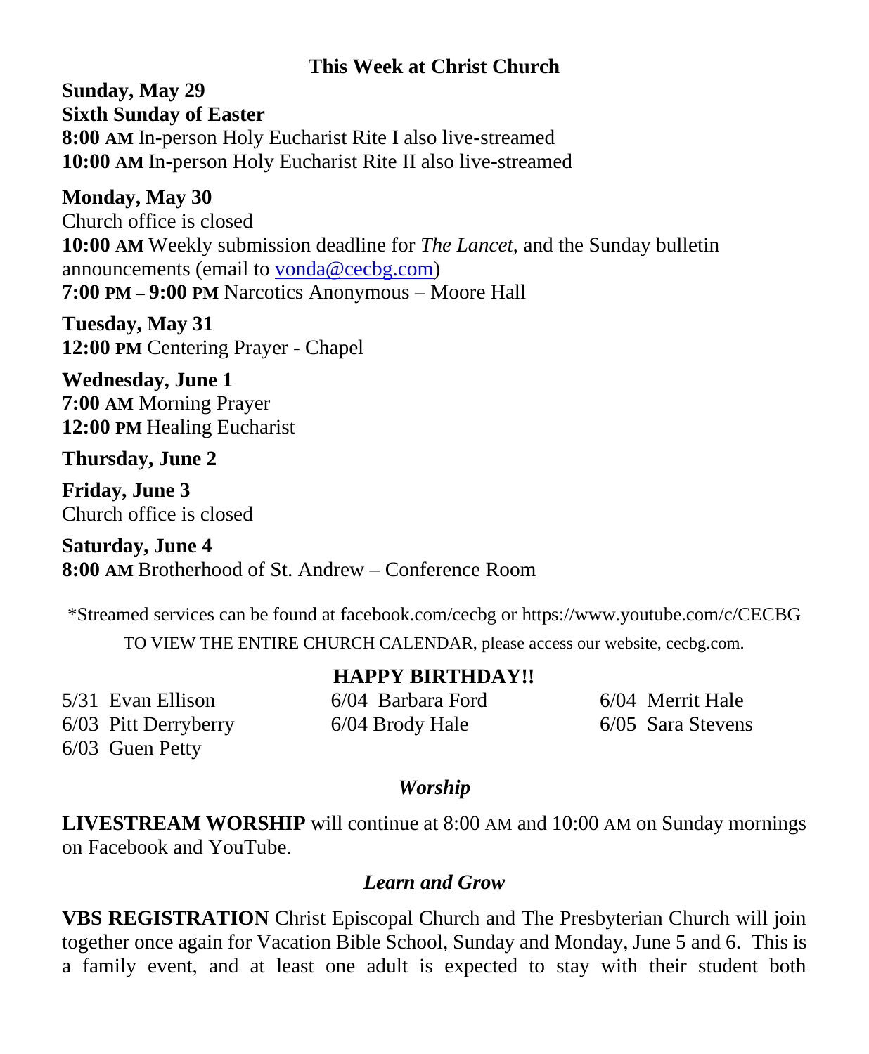## This Week at Christ Church

**Sunday, May 29**
**Sixth Sunday of Easter**
**8:00 AM** In-person Holy Eucharist Rite I also live-streamed
**10:00 AM** In-person Holy Eucharist Rite II also live-streamed

**Monday, May 30**
Church office is closed
**10:00 AM** Weekly submission deadline for *The Lancet,* and the Sunday bulletin announcements (email to vonda@cecbg.com)
**7:00 PM – 9:00 PM** Narcotics Anonymous – Moore Hall

**Tuesday, May 31**
**12:00 PM** Centering Prayer - Chapel

**Wednesday, June 1**
**7:00 AM** Morning Prayer
**12:00 PM** Healing Eucharist

**Thursday, June 2**

**Friday, June 3**
Church office is closed

**Saturday, June 4**
**8:00 AM** Brotherhood of St. Andrew – Conference Room

*Streamed services can be found at facebook.com/cecbg or https://www.youtube.com/c/CECBG

TO VIEW THE ENTIRE CHURCH CALENDAR, please access our website, cecbg.com.

### HAPPY BIRTHDAY!!

5/31 Evan Ellison
6/03 Pitt Derryberry
6/03 Guen Petty
6/04 Barbara Ford
6/04 Brody Hale
6/04 Merrit Hale
6/05 Sara Stevens

### *Worship*

**LIVESTREAM WORSHIP** will continue at 8:00 AM and 10:00 AM on Sunday mornings on Facebook and YouTube.

### *Learn and Grow*

**VBS REGISTRATION** Christ Episcopal Church and The Presbyterian Church will join together once again for Vacation Bible School, Sunday and Monday, June 5 and 6. This is a family event, and at least one adult is expected to stay with their student both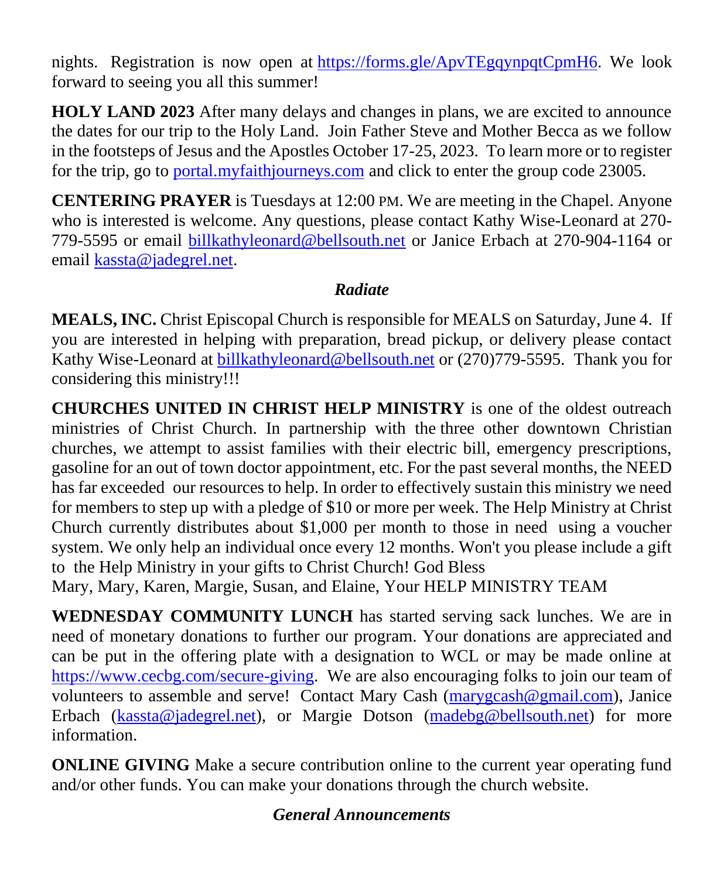nights. Registration is now open at https://forms.gle/ApvTEgqynpqtCpmH6. We look forward to seeing you all this summer!

**HOLY LAND 2023** After many delays and changes in plans, we are excited to announce the dates for our trip to the Holy Land. Join Father Steve and Mother Becca as we follow in the footsteps of Jesus and the Apostles October 17-25, 2023. To learn more or to register for the trip, go to portal.myfaithjourneys.com and click to enter the group code 23005.

**CENTERING PRAYER** is Tuesdays at 12:00 PM. We are meeting in the Chapel. Anyone who is interested is welcome. Any questions, please contact Kathy Wise-Leonard at 270-779-5595 or email billkathyleonard@bellsouth.net or Janice Erbach at 270-904-1164 or email kassta@jadegrel.net.

## *Radiate*

**MEALS, INC.** Christ Episcopal Church is responsible for MEALS on Saturday, June 4. If you are interested in helping with preparation, bread pickup, or delivery please contact Kathy Wise-Leonard at billkathyleonard@bellsouth.net or (270)779-5595. Thank you for considering this ministry!!!

**CHURCHES UNITED IN CHRIST HELP MINISTRY** is one of the oldest outreach ministries of Christ Church. In partnership with the three other downtown Christian churches, we attempt to assist families with their electric bill, emergency prescriptions, gasoline for an out of town doctor appointment, etc. For the past several months, the NEED has far exceeded our resources to help. In order to effectively sustain this ministry we need for members to step up with a pledge of $10 or more per week. The Help Ministry at Christ Church currently distributes about $1,000 per month to those in need using a voucher system. We only help an individual once every 12 months. Won't you please include a gift to the Help Ministry in your gifts to Christ Church! God Bless
Mary, Mary, Karen, Margie, Susan, and Elaine, Your HELP MINISTRY TEAM

**WEDNESDAY COMMUNITY LUNCH** has started serving sack lunches. We are in need of monetary donations to further our program. Your donations are appreciated and can be put in the offering plate with a designation to WCL or may be made online at https://www.cecbg.com/secure-giving. We are also encouraging folks to join our team of volunteers to assemble and serve! Contact Mary Cash (marygcash@gmail.com), Janice Erbach (kassta@jadegrel.net), or Margie Dotson (madebg@bellsouth.net) for more information.

**ONLINE GIVING** Make a secure contribution online to the current year operating fund and/or other funds. You can make your donations through the church website.

## *General Announcements*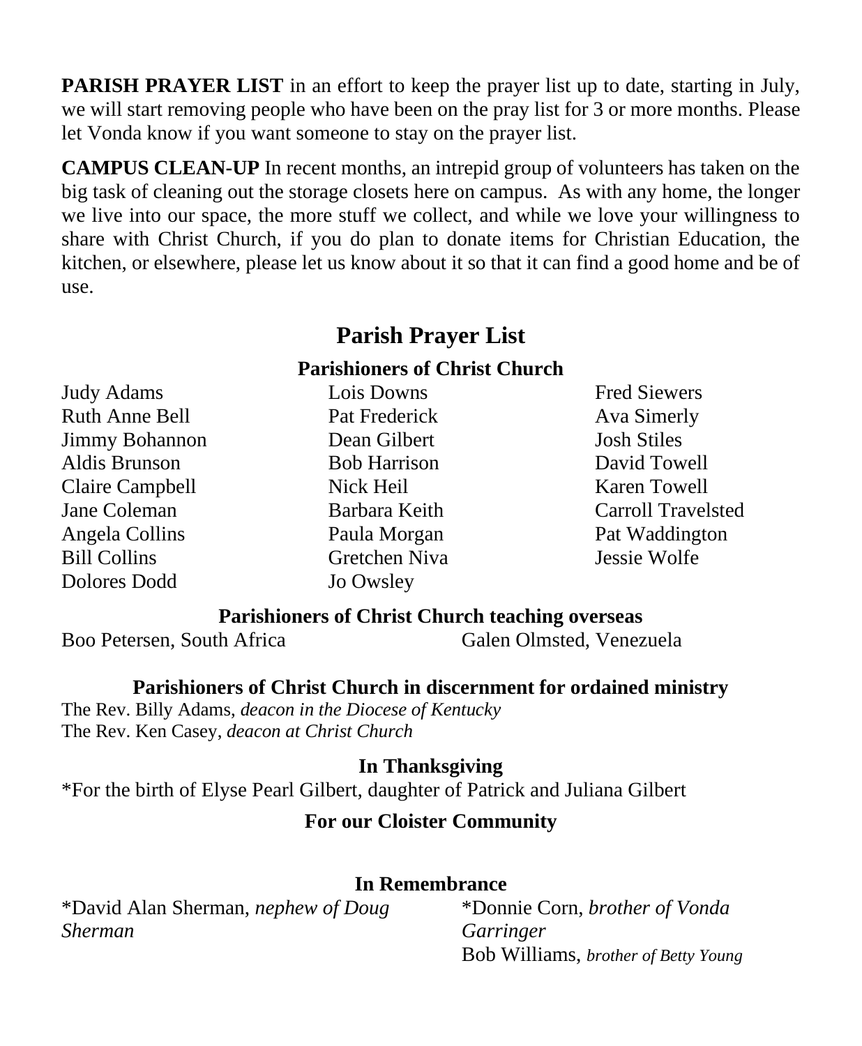**PARISH PRAYER LIST** in an effort to keep the prayer list up to date, starting in July, we will start removing people who have been on the pray list for 3 or more months. Please let Vonda know if you want someone to stay on the prayer list.

**CAMPUS CLEAN-UP** In recent months, an intrepid group of volunteers has taken on the big task of cleaning out the storage closets here on campus. As with any home, the longer we live into our space, the more stuff we collect, and while we love your willingness to share with Christ Church, if you do plan to donate items for Christian Education, the kitchen, or elsewhere, please let us know about it so that it can find a good home and be of use.

## Parish Prayer List

### Parishioners of Christ Church

Judy Adams
Ruth Anne Bell
Jimmy Bohannon
Aldis Brunson
Claire Campbell
Jane Coleman
Angela Collins
Bill Collins
Dolores Dodd
Lois Downs
Pat Frederick
Dean Gilbert
Bob Harrison
Nick Heil
Barbara Keith
Paula Morgan
Gretchen Niva
Jo Owsley
Fred Siewers
Ava Simerly
Josh Stiles
David Towell
Karen Towell
Carroll Travelsted
Pat Waddington
Jessie Wolfe

### Parishioners of Christ Church teaching overseas

Boo Petersen, South Africa
Galen Olmsted, Venezuela

### Parishioners of Christ Church in discernment for ordained ministry

The Rev. Billy Adams, *deacon in the Diocese of Kentucky*
The Rev. Ken Casey, *deacon at Christ Church*

### In Thanksgiving

*For the birth of Elyse Pearl Gilbert, daughter of Patrick and Juliana Gilbert

### For our Cloister Community

### In Remembrance

*David Alan Sherman, *nephew of Doug Sherman*
*Donnie Corn, *brother of Vonda Garringer*
Bob Williams, *brother of Betty Young*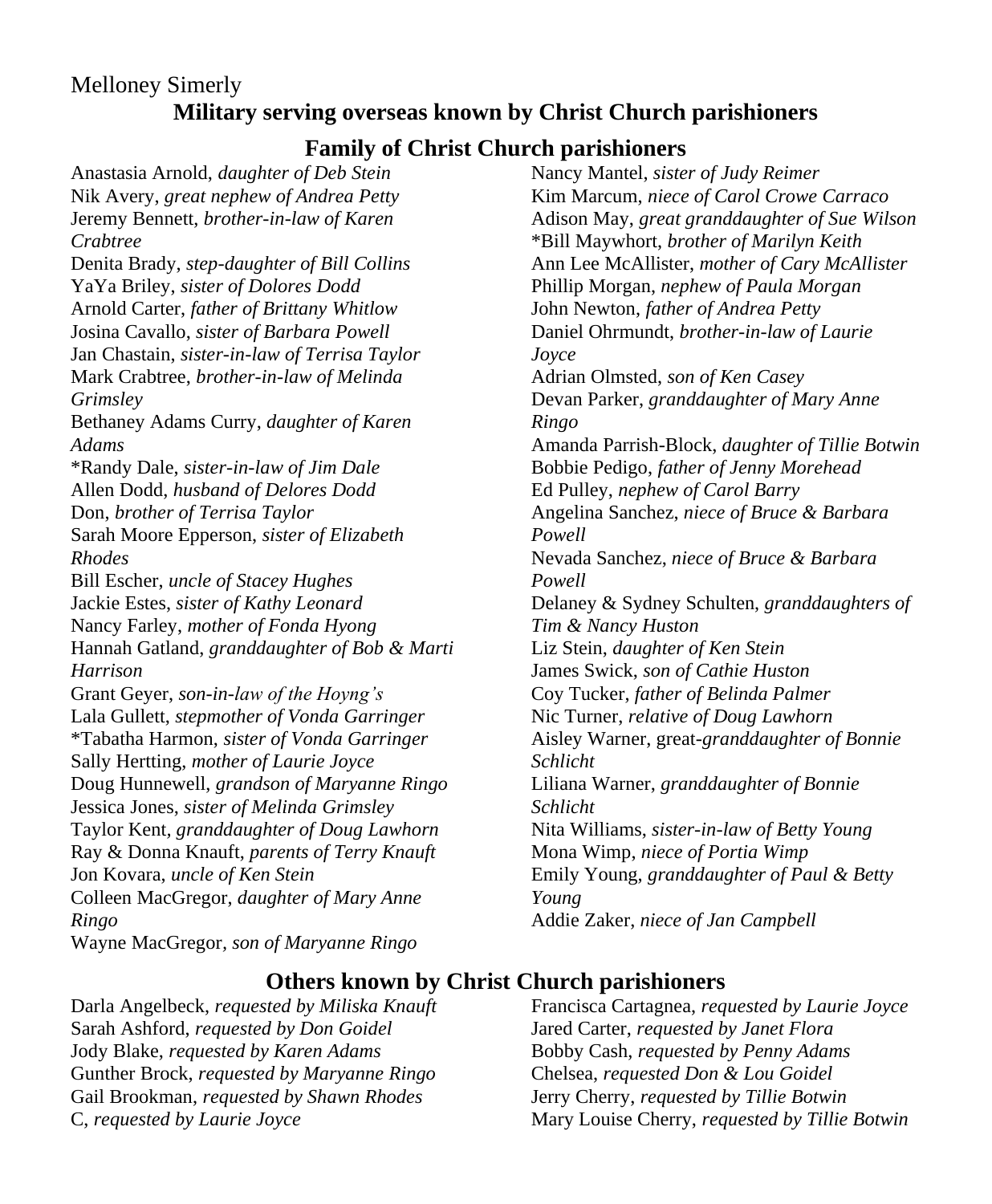Melloney Simerly

## Military serving overseas known by Christ Church parishioners

## Family of Christ Church parishioners

Anastasia Arnold, *daughter of Deb Stein*
Nik Avery, *great nephew of Andrea Petty*
Jeremy Bennett, *brother-in-law of Karen Crabtree*
Denita Brady, *step-daughter of Bill Collins*
YaYa Briley, *sister of Dolores Dodd*
Arnold Carter, *father of Brittany Whitlow*
Josina Cavallo, *sister of Barbara Powell*
Jan Chastain, *sister-in-law of Terrisa Taylor*
Mark Crabtree, *brother-in-law of Melinda Grimsley*
Bethaney Adams Curry, *daughter of Karen Adams*
*Randy Dale, *sister-in-law of Jim Dale*
Allen Dodd, *husband of Delores Dodd*
Don, *brother of Terrisa Taylor*
Sarah Moore Epperson, *sister of Elizabeth Rhodes*
Bill Escher, *uncle of Stacey Hughes*
Jackie Estes, *sister of Kathy Leonard*
Nancy Farley, *mother of Fonda Hyong*
Hannah Gatland, *granddaughter of Bob & Marti Harrison*
Grant Geyer, *son-in-law of the Hoyng's*
Lala Gullett, *stepmother of Vonda Garringer*
*Tabatha Harmon, *sister of Vonda Garringer*
Sally Hertting, *mother of Laurie Joyce*
Doug Hunnewell, *grandson of Maryanne Ringo*
Jessica Jones, *sister of Melinda Grimsley*
Taylor Kent, *granddaughter of Doug Lawhorn*
Ray & Donna Knauft, *parents of Terry Knauft*
Jon Kovara, *uncle of Ken Stein*
Colleen MacGregor, *daughter of Mary Anne Ringo*
Wayne MacGregor, *son of Maryanne Ringo*
Nancy Mantel, *sister of Judy Reimer*
Kim Marcum, *niece of Carol Crowe Carraco*
Adison May, *great granddaughter of Sue Wilson*
*Bill Maywhort, *brother of Marilyn Keith*
Ann Lee McAllister, *mother of Cary McAllister*
Phillip Morgan, *nephew of Paula Morgan*
John Newton, *father of Andrea Petty*
Daniel Ohrmundt, *brother-in-law of Laurie Joyce*
Adrian Olmsted, *son of Ken Casey*
Devan Parker, *granddaughter of Mary Anne Ringo*
Amanda Parrish-Block, *daughter of Tillie Botwin*
Bobbie Pedigo, *father of Jenny Morehead*
Ed Pulley, *nephew of Carol Barry*
Angelina Sanchez, *niece of Bruce & Barbara Powell*
Nevada Sanchez, *niece of Bruce & Barbara Powell*
Delaney & Sydney Schulten, *granddaughters of Tim & Nancy Huston*
Liz Stein, *daughter of Ken Stein*
James Swick, *son of Cathie Huston*
Coy Tucker, *father of Belinda Palmer*
Nic Turner, *relative of Doug Lawhorn*
Aisley Warner, great-*granddaughter of Bonnie Schlicht*
Liliana Warner, *granddaughter of Bonnie Schlicht*
Nita Williams, *sister-in-law of Betty Young*
Mona Wimp, *niece of Portia Wimp*
Emily Young, *granddaughter of Paul & Betty Young*
Addie Zaker, *niece of Jan Campbell*

## Others known by Christ Church parishioners

Darla Angelbeck, *requested by Miliska Knauft*
Sarah Ashford, *requested by Don Goidel*
Jody Blake, *requested by Karen Adams*
Gunther Brock, *requested by Maryanne Ringo*
Gail Brookman, *requested by Shawn Rhodes*
C, *requested by Laurie Joyce*
Francisca Cartagnea, *requested by Laurie Joyce*
Jared Carter, *requested by Janet Flora*
Bobby Cash, *requested by Penny Adams*
Chelsea, *requested Don & Lou Goidel*
Jerry Cherry, *requested by Tillie Botwin*
Mary Louise Cherry, *requested by Tillie Botwin*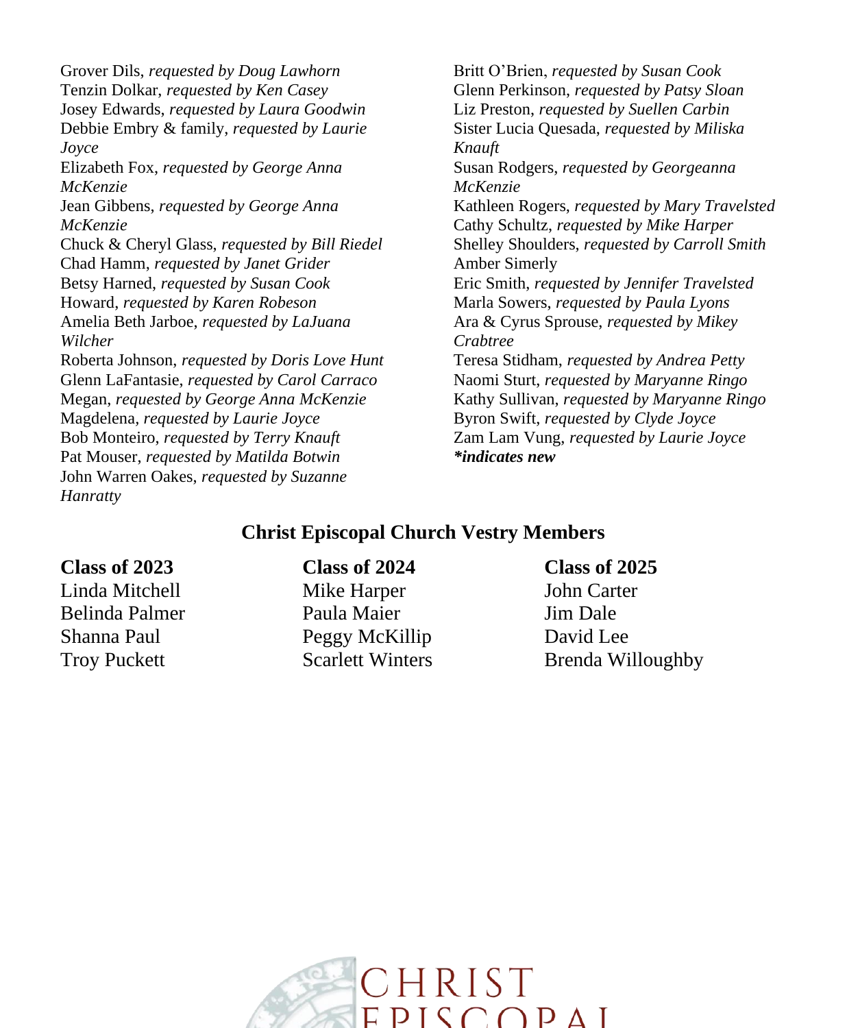Grover Dils, *requested by Doug Lawhorn*
Tenzin Dolkar, *requested by Ken Casey*
Josey Edwards, *requested by Laura Goodwin*
Debbie Embry & family, *requested by Laurie Joyce*
Elizabeth Fox, *requested by George Anna McKenzie*
Jean Gibbens, *requested by George Anna McKenzie*
Chuck & Cheryl Glass, *requested by Bill Riedel*
Chad Hamm, *requested by Janet Grider*
Betsy Harned, *requested by Susan Cook*
Howard, *requested by Karen Robeson*
Amelia Beth Jarboe, *requested by LaJuana Wilcher*
Roberta Johnson, *requested by Doris Love Hunt*
Glenn LaFantasie, *requested by Carol Carraco*
Megan, *requested by George Anna McKenzie*
Magdelena, *requested by Laurie Joyce*
Bob Monteiro, *requested by Terry Knauft*
Pat Mouser, *requested by Matilda Botwin*
John Warren Oakes, *requested by Suzanne Hanratty*
Britt O'Brien, *requested by Susan Cook*
Glenn Perkinson, *requested by Patsy Sloan*
Liz Preston, *requested by Suellen Carbin*
Sister Lucia Quesada, *requested by Miliska Knauft*
Susan Rodgers, *requested by Georgeanna McKenzie*
Kathleen Rogers, *requested by Mary Travelsted*
Cathy Schultz, *requested by Mike Harper*
Shelley Shoulders, *requested by Carroll Smith*
Amber Simerly
Eric Smith, *requested by Jennifer Travelsted*
Marla Sowers, *requested by Paula Lyons*
Ara & Cyrus Sprouse, *requested by Mikey Crabtree*
Teresa Stidham, *requested by Andrea Petty*
Naomi Sturt, *requested by Maryanne Ringo*
Kathy Sullivan, *requested by Maryanne Ringo*
Byron Swift, *requested by Clyde Joyce*
Zam Lam Vung, *requested by Laurie Joyce*
***indicates new***

## Christ Episcopal Church Vestry Members

**Class of 2023**
Linda Mitchell
Belinda Palmer
Shanna Paul
Troy Puckett

**Class of 2024**
Mike Harper
Paula Maier
Peggy McKillip
Scarlett Winters

**Class of 2025**
John Carter
Jim Dale
David Lee
Brenda Willoughby

CHRIST EPISCOPAL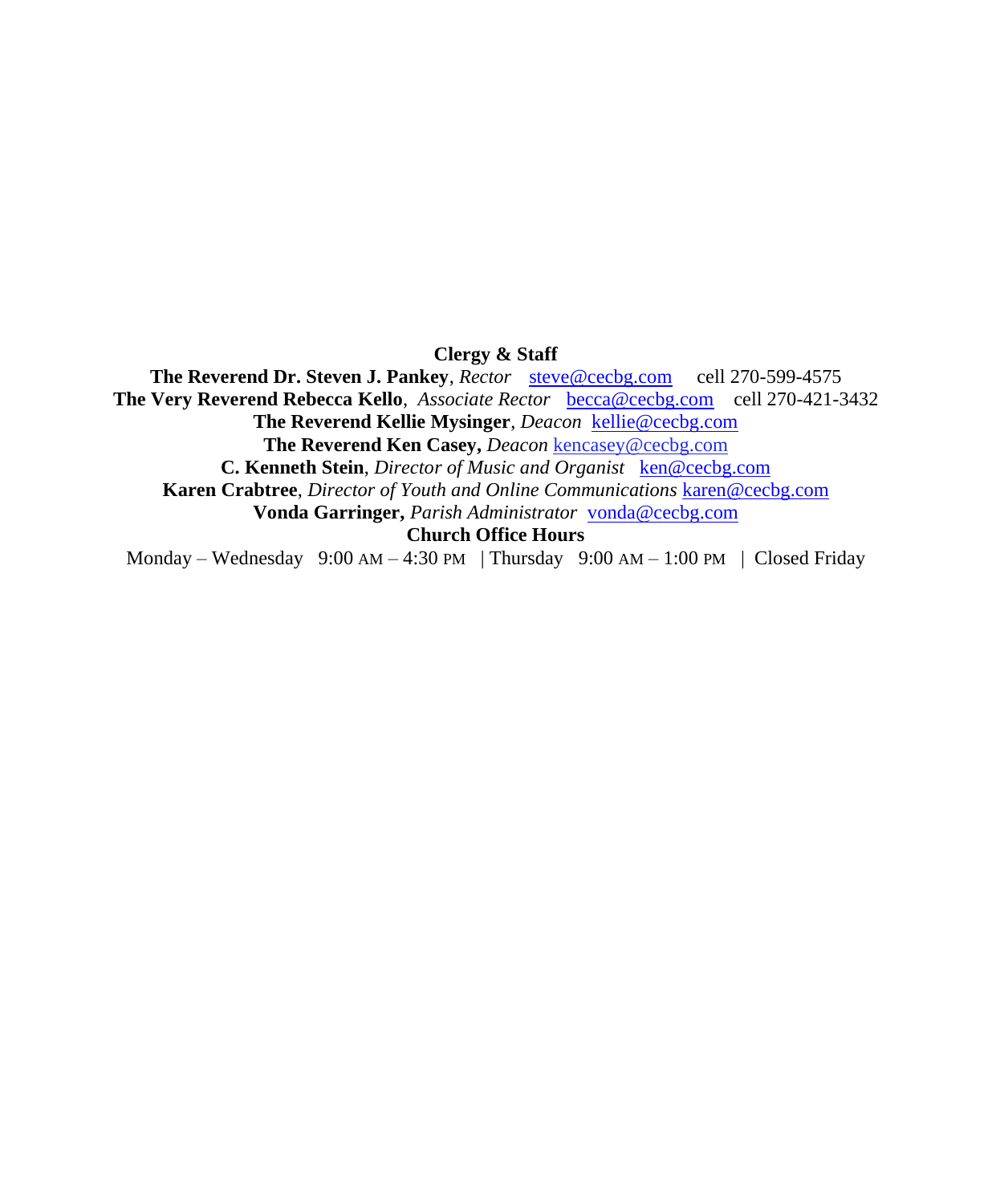**Clergy & Staff**

**The Reverend Dr. Steven J. Pankey**, *Rector* steve@cecbg.com cell 270-599-4575

**The Very Reverend Rebecca Kello**, *Associate Rector* becca@cecbg.com cell 270-421-3432

**The Reverend Kellie Mysinger**, *Deacon* kellie@cecbg.com

**The Reverend Ken Casey,** *Deacon* kencasey@cecbg.com

**C. Kenneth Stein**, *Director of Music and Organist* ken@cecbg.com

**Karen Crabtree**, *Director of Youth and Online Communications* karen@cecbg.com

**Vonda Garringer,** *Parish Administrator* vonda@cecbg.com

**Church Office Hours**

Monday – Wednesday 9:00 AM – 4:30 PM | Thursday 9:00 AM – 1:00 PM | Closed Friday